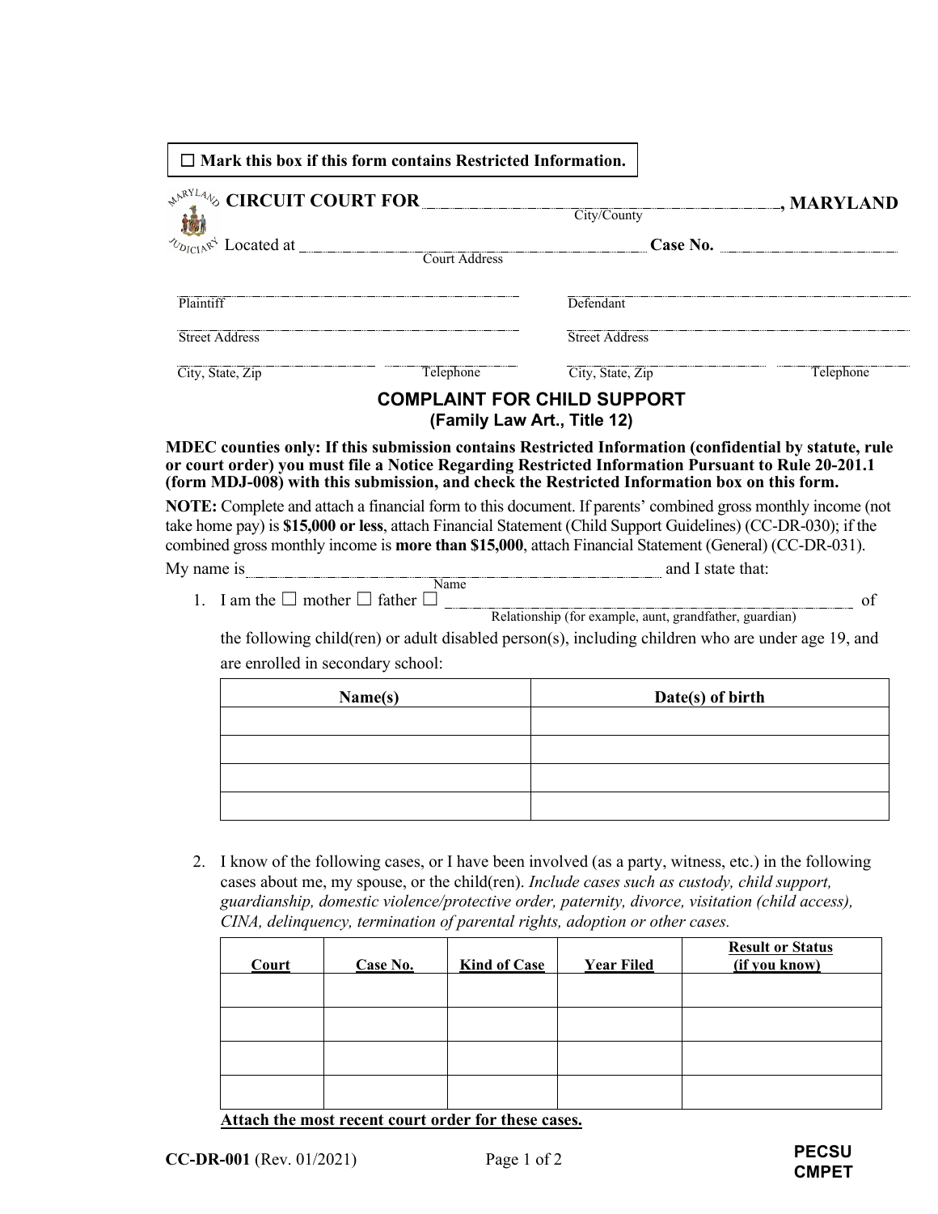☐ **Mark this box if this form contains Restricted Information.**

**CIRCUIT COURT FOR** ______________________ **, MARYLAND**
City/County

Located at ______________________ **Case No.** ______________
Court Address

| | |
|---|---|
| Plaintiff | Defendant |
| Street Address | Street Address |
| City, State, Zip &nbsp;&nbsp;&nbsp; Telephone | City, State, Zip &nbsp;&nbsp;&nbsp; Telephone |

# COMPLAINT FOR CHILD SUPPORT
**(Family Law Art., Title 12)**

**MDEC counties only: If this submission contains Restricted Information (confidential by statute, rule or court order) you must file a Notice Regarding Restricted Information Pursuant to Rule 20-201.1 (form MDJ-008) with this submission, and check the Restricted Information box on this form.**

**NOTE:** Complete and attach a financial form to this document. If parents' combined gross monthly income (not take home pay) is **$15,000 or less**, attach Financial Statement (Child Support Guidelines) (CC-DR-030); if the combined gross monthly income is **more than $15,000**, attach Financial Statement (General) (CC-DR-031).

My name is ______________________ and I state that:
Name

1. I am the ☐ mother ☐ father ☐ ______________________ of
   Relationship (for example, aunt, grandfather, guardian)

   the following child(ren) or adult disabled person(s), including children who are under age 19, and are enrolled in secondary school:

| Name(s) | Date(s) of birth |
|---|---|
| | |
| | |
| | |
| | |

2. I know of the following cases, or I have been involved (as a party, witness, etc.) in the following cases about me, my spouse, or the child(ren). *Include cases such as custody, child support, guardianship, domestic violence/protective order, paternity, divorce, visitation (child access), CINA, delinquency, termination of parental rights, adoption or other cases.*

| Court | Case No. | Kind of Case | Year Filed | Result or Status (if you know) |
|---|---|---|---|---|
| | | | | |
| | | | | |
| | | | | |
| | | | | |

**Attach the most recent court order for these cases.**

**CC-DR-001** (Rev. 01/2021)

**PECSU CMPET**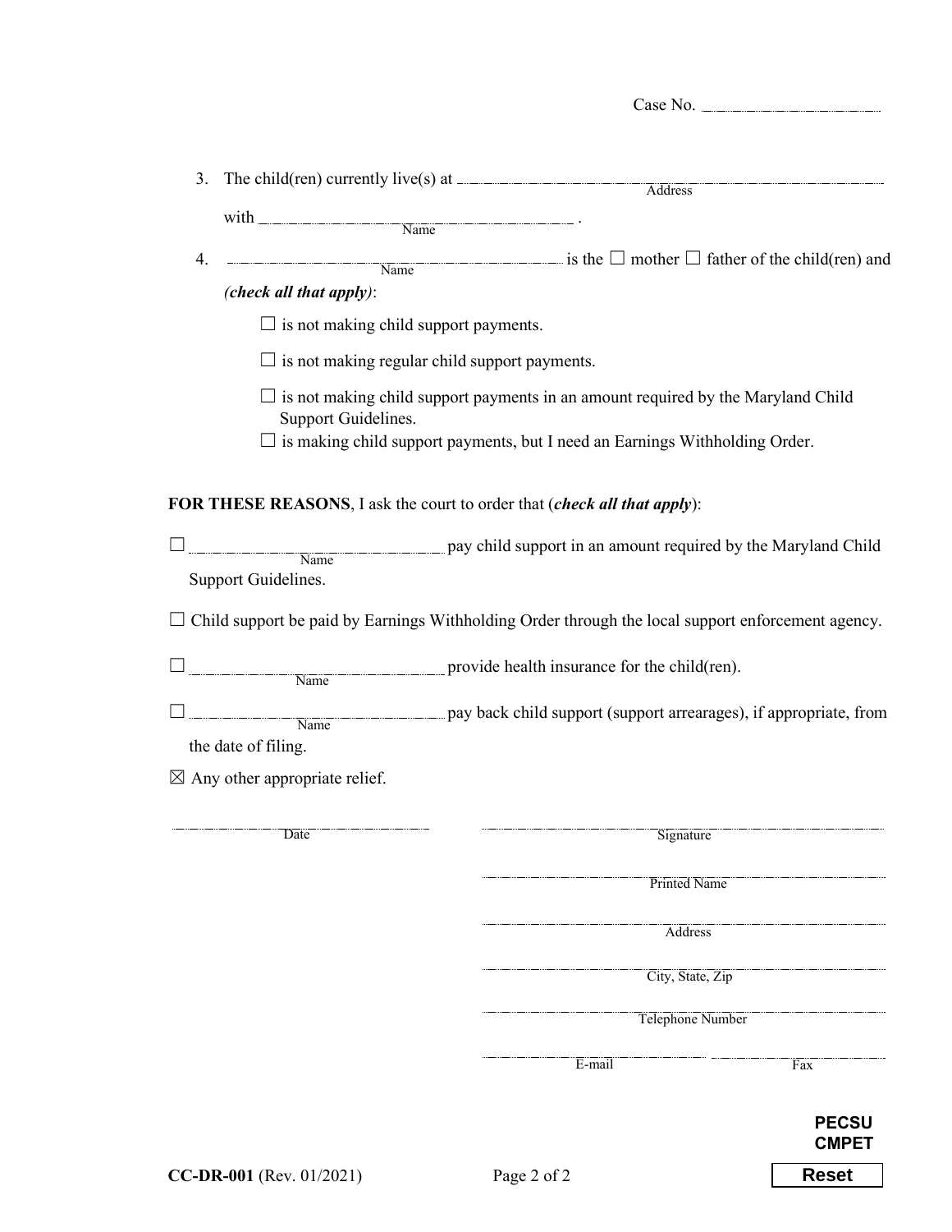Case No. \_\_\_\_\_\_\_\_\_\_\_\_\_\_\_\_\_\_\_\_

3. The child(ren) currently live(s) at \_\_\_\_\_\_\_\_\_\_\_\_\_\_\_\_\_\_\_\_\_\_\_\_\_\_\_\_\_\_\_\_\_\_\_\_\_\_\_\_\_\_ (Address)

   with \_\_\_\_\_\_\_\_\_\_\_\_\_\_\_\_\_\_\_\_\_\_\_\_\_\_\_\_\_\_\_\_\_\_\_\_\_\_\_\_ (Name) .

4. \_\_\_\_\_\_\_\_\_\_\_\_\_\_\_\_\_\_\_\_\_\_\_\_\_\_\_\_\_\_\_\_\_\_\_\_\_\_\_\_ (Name) is the ☐ mother ☐ father of the child(ren) and ***(check all that apply)***:

   ☐ is not making child support payments.

   ☐ is not making regular child support payments.

   ☐ is not making child support payments in an amount required by the Maryland Child Support Guidelines.

   ☐ is making child support payments, but I need an Earnings Withholding Order.

**FOR THESE REASONS**, I ask the court to order that (***check all that apply***):

☐ \_\_\_\_\_\_\_\_\_\_\_\_\_\_\_\_\_\_\_\_\_\_\_\_\_\_\_\_\_\_ (Name) pay child support in an amount required by the Maryland Child Support Guidelines.

☐ Child support be paid by Earnings Withholding Order through the local support enforcement agency.

☐ \_\_\_\_\_\_\_\_\_\_\_\_\_\_\_\_\_\_\_\_\_\_\_\_\_\_\_\_\_\_ (Name) provide health insurance for the child(ren).

☐ \_\_\_\_\_\_\_\_\_\_\_\_\_\_\_\_\_\_\_\_\_\_\_\_\_\_\_\_\_\_ (Name) pay back child support (support arrearages), if appropriate, from the date of filing.

☒ Any other appropriate relief.

\_\_\_\_\_\_\_\_\_\_\_\_\_\_\_\_\_\_\_\_\_\_\_\_\_\_\_\_
Date

\_\_\_\_\_\_\_\_\_\_\_\_\_\_\_\_\_\_\_\_\_\_\_\_\_\_\_\_\_\_\_\_\_\_\_\_\_\_\_\_
Signature

\_\_\_\_\_\_\_\_\_\_\_\_\_\_\_\_\_\_\_\_\_\_\_\_\_\_\_\_\_\_\_\_\_\_\_\_\_\_\_\_
Printed Name

\_\_\_\_\_\_\_\_\_\_\_\_\_\_\_\_\_\_\_\_\_\_\_\_\_\_\_\_\_\_\_\_\_\_\_\_\_\_\_\_
Address

\_\_\_\_\_\_\_\_\_\_\_\_\_\_\_\_\_\_\_\_\_\_\_\_\_\_\_\_\_\_\_\_\_\_\_\_\_\_\_\_
City, State, Zip

\_\_\_\_\_\_\_\_\_\_\_\_\_\_\_\_\_\_\_\_\_\_\_\_\_\_\_\_\_\_\_\_\_\_\_\_\_\_\_\_
Telephone Number

\_\_\_\_\_\_\_\_\_\_\_\_\_\_\_\_\_\_\_\_\_\_\_\_ \_\_\_\_\_\_\_\_\_\_\_\_\_\_\_\_
E-mail Fax

**PECSU**
**CMPET**

**CC-DR-001** (Rev. 01/2021)

**Reset**